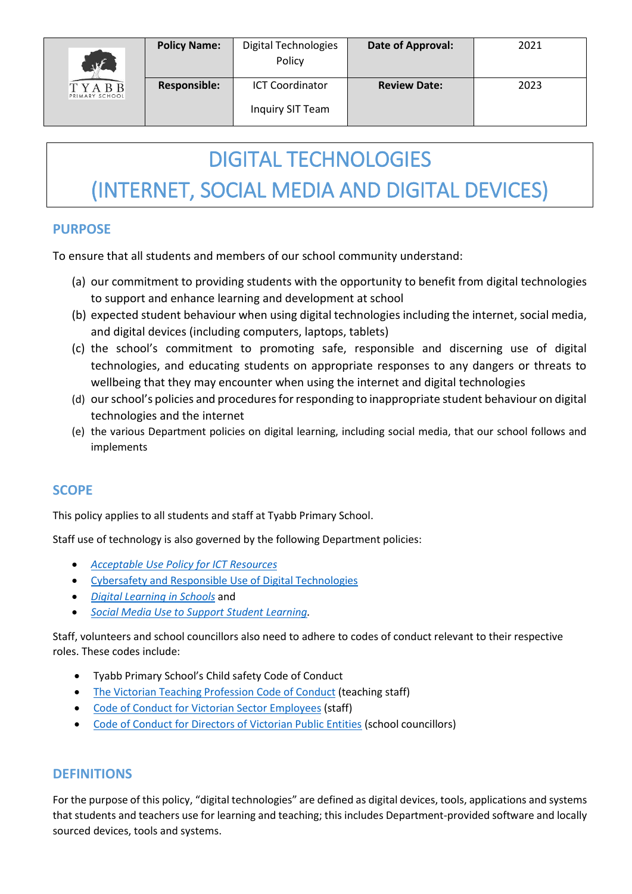| TYABB PRIMARY SCHOOL | **Policy Name:** | Digital Technologies Policy | **Date of Approval:** | 2021 |
|---|---|---|---|---|
| | **Responsible:** | ICT Coordinator<br>Inquiry SIT Team | **Review Date:** | 2023 |

# DIGITAL TECHNOLOGIES (INTERNET, SOCIAL MEDIA AND DIGITAL DEVICES)

## PURPOSE

To ensure that all students and members of our school community understand:

(a) our commitment to providing students with the opportunity to benefit from digital technologies to support and enhance learning and development at school

(b) expected student behaviour when using digital technologies including the internet, social media, and digital devices (including computers, laptops, tablets)

(c) the school's commitment to promoting safe, responsible and discerning use of digital technologies, and educating students on appropriate responses to any dangers or threats to wellbeing that they may encounter when using the internet and digital technologies

(d) our school's policies and procedures for responding to inappropriate student behaviour on digital technologies and the internet

(e) the various Department policies on digital learning, including social media, that our school follows and implements

## SCOPE

This policy applies to all students and staff at Tyabb Primary School.

Staff use of technology is also governed by the following Department policies:

- *Acceptable Use Policy for ICT Resources*
- Cybersafety and Responsible Use of Digital Technologies
- *Digital Learning in Schools* and
- *Social Media Use to Support Student Learning.*

Staff, volunteers and school councillors also need to adhere to codes of conduct relevant to their respective roles. These codes include:

- Tyabb Primary School's Child safety Code of Conduct
- The Victorian Teaching Profession Code of Conduct (teaching staff)
- Code of Conduct for Victorian Sector Employees (staff)
- Code of Conduct for Directors of Victorian Public Entities (school councillors)

## DEFINITIONS

For the purpose of this policy, "digital technologies" are defined as digital devices, tools, applications and systems that students and teachers use for learning and teaching; this includes Department-provided software and locally sourced devices, tools and systems.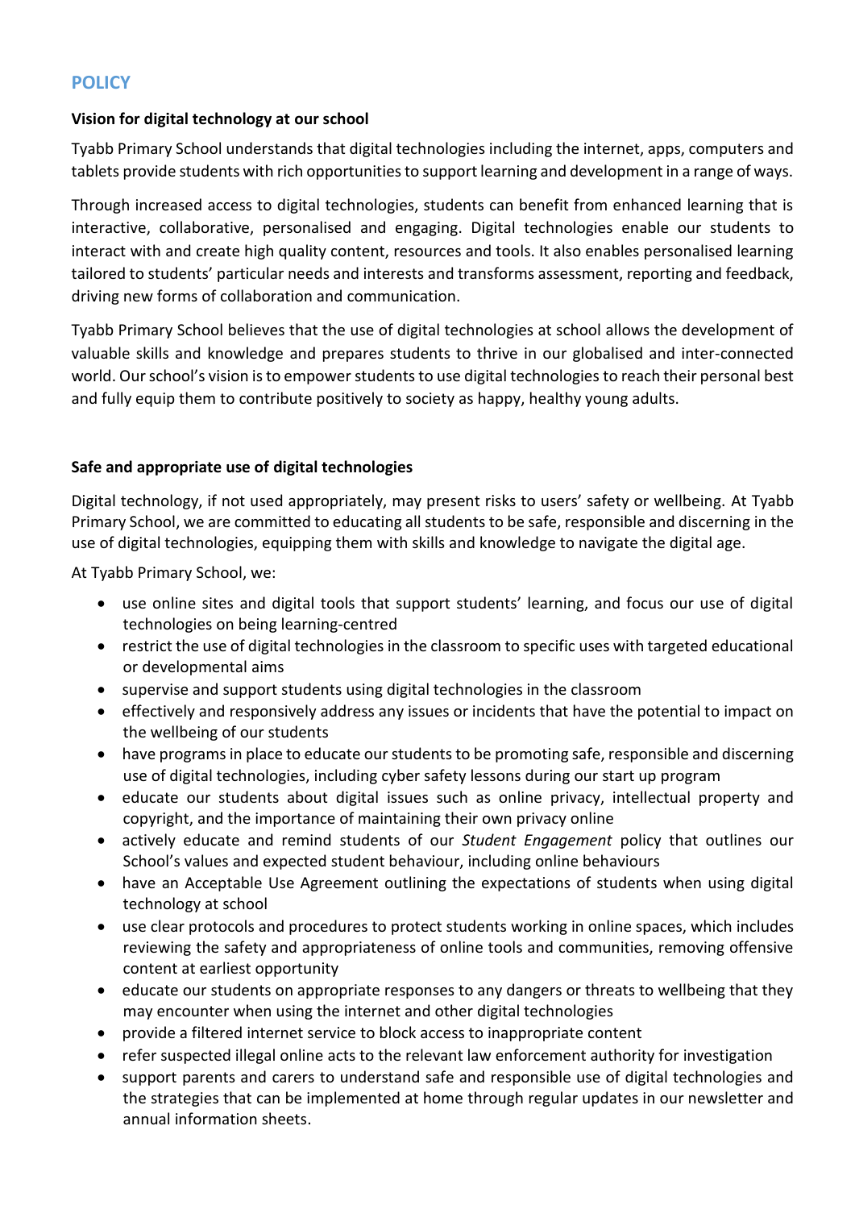## POLICY

**Vision for digital technology at our school**

Tyabb Primary School understands that digital technologies including the internet, apps, computers and tablets provide students with rich opportunities to support learning and development in a range of ways.

Through increased access to digital technologies, students can benefit from enhanced learning that is interactive, collaborative, personalised and engaging. Digital technologies enable our students to interact with and create high quality content, resources and tools. It also enables personalised learning tailored to students' particular needs and interests and transforms assessment, reporting and feedback, driving new forms of collaboration and communication.

Tyabb Primary School believes that the use of digital technologies at school allows the development of valuable skills and knowledge and prepares students to thrive in our globalised and inter-connected world. Our school's vision is to empower students to use digital technologies to reach their personal best and fully equip them to contribute positively to society as happy, healthy young adults.

**Safe and appropriate use of digital technologies**

Digital technology, if not used appropriately, may present risks to users' safety or wellbeing. At Tyabb Primary School, we are committed to educating all students to be safe, responsible and discerning in the use of digital technologies, equipping them with skills and knowledge to navigate the digital age.

At Tyabb Primary School, we:

- use online sites and digital tools that support students' learning, and focus our use of digital technologies on being learning-centred
- restrict the use of digital technologies in the classroom to specific uses with targeted educational or developmental aims
- supervise and support students using digital technologies in the classroom
- effectively and responsively address any issues or incidents that have the potential to impact on the wellbeing of our students
- have programs in place to educate our students to be promoting safe, responsible and discerning use of digital technologies, including cyber safety lessons during our start up program
- educate our students about digital issues such as online privacy, intellectual property and copyright, and the importance of maintaining their own privacy online
- actively educate and remind students of our *Student Engagement* policy that outlines our School's values and expected student behaviour, including online behaviours
- have an Acceptable Use Agreement outlining the expectations of students when using digital technology at school
- use clear protocols and procedures to protect students working in online spaces, which includes reviewing the safety and appropriateness of online tools and communities, removing offensive content at earliest opportunity
- educate our students on appropriate responses to any dangers or threats to wellbeing that they may encounter when using the internet and other digital technologies
- provide a filtered internet service to block access to inappropriate content
- refer suspected illegal online acts to the relevant law enforcement authority for investigation
- support parents and carers to understand safe and responsible use of digital technologies and the strategies that can be implemented at home through regular updates in our newsletter and annual information sheets.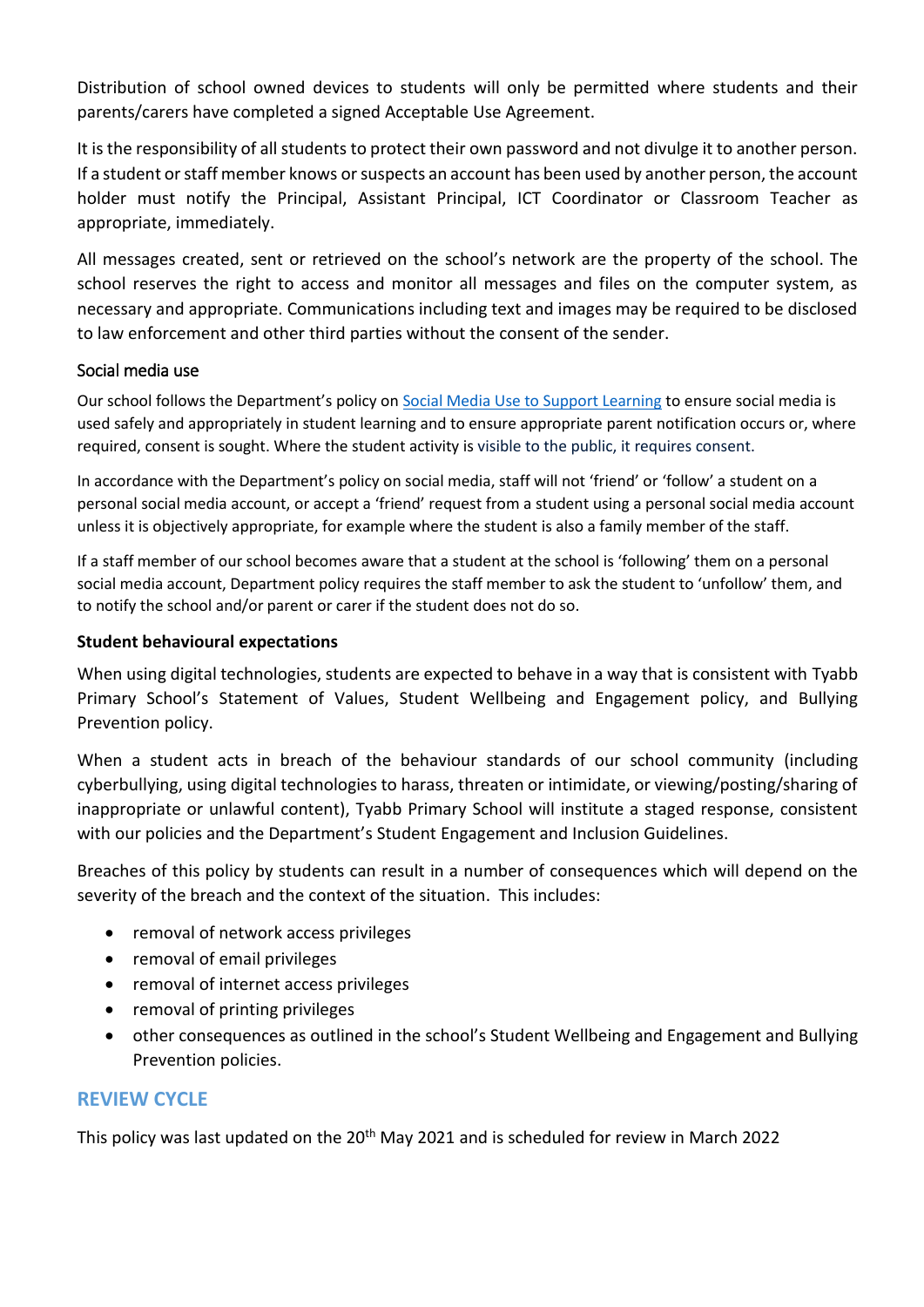Distribution of school owned devices to students will only be permitted where students and their parents/carers have completed a signed Acceptable Use Agreement.

It is the responsibility of all students to protect their own password and not divulge it to another person. If a student or staff member knows or suspects an account has been used by another person, the account holder must notify the Principal, Assistant Principal, ICT Coordinator or Classroom Teacher as appropriate, immediately.

All messages created, sent or retrieved on the school's network are the property of the school. The school reserves the right to access and monitor all messages and files on the computer system, as necessary and appropriate. Communications including text and images may be required to be disclosed to law enforcement and other third parties without the consent of the sender.

### Social media use

Our school follows the Department's policy on [Social Media Use to Support Learning] to ensure social media is used safely and appropriately in student learning and to ensure appropriate parent notification occurs or, where required, consent is sought. Where the student activity is visible to the public, it requires consent.

In accordance with the Department's policy on social media, staff will not 'friend' or 'follow' a student on a personal social media account, or accept a 'friend' request from a student using a personal social media account unless it is objectively appropriate, for example where the student is also a family member of the staff.

If a staff member of our school becomes aware that a student at the school is 'following' them on a personal social media account, Department policy requires the staff member to ask the student to 'unfollow' them, and to notify the school and/or parent or carer if the student does not do so.

### Student behavioural expectations

When using digital technologies, students are expected to behave in a way that is consistent with Tyabb Primary School's Statement of Values, Student Wellbeing and Engagement policy, and Bullying Prevention policy.

When a student acts in breach of the behaviour standards of our school community (including cyberbullying, using digital technologies to harass, threaten or intimidate, or viewing/posting/sharing of inappropriate or unlawful content), Tyabb Primary School will institute a staged response, consistent with our policies and the Department's Student Engagement and Inclusion Guidelines.

Breaches of this policy by students can result in a number of consequences which will depend on the severity of the breach and the context of the situation. This includes:

- removal of network access privileges
- removal of email privileges
- removal of internet access privileges
- removal of printing privileges
- other consequences as outlined in the school's Student Wellbeing and Engagement and Bullying Prevention policies.

## REVIEW CYCLE

This policy was last updated on the 20th May 2021 and is scheduled for review in March 2022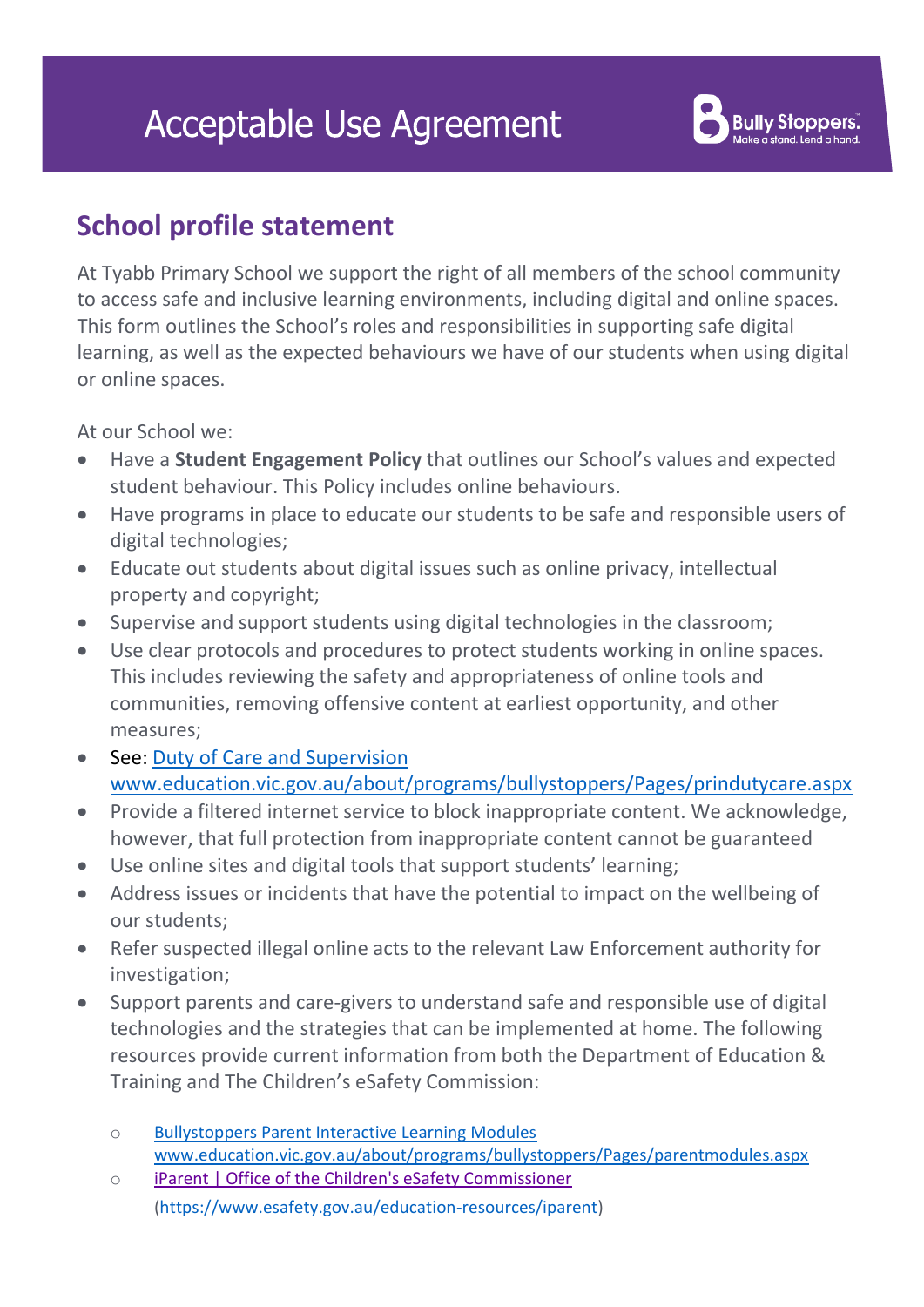# Acceptable Use Agreement

## School profile statement

At Tyabb Primary School we support the right of all members of the school community to access safe and inclusive learning environments, including digital and online spaces. This form outlines the School's roles and responsibilities in supporting safe digital learning, as well as the expected behaviours we have of our students when using digital or online spaces.

At our School we:

- Have a **Student Engagement Policy** that outlines our School's values and expected student behaviour. This Policy includes online behaviours.
- Have programs in place to educate our students to be safe and responsible users of digital technologies;
- Educate out students about digital issues such as online privacy, intellectual property and copyright;
- Supervise and support students using digital technologies in the classroom;
- Use clear protocols and procedures to protect students working in online spaces. This includes reviewing the safety and appropriateness of online tools and communities, removing offensive content at earliest opportunity, and other measures;
- See: [Duty of Care and Supervision](www.education.vic.gov.au/about/programs/bullystoppers/Pages/prindutycare.aspx) www.education.vic.gov.au/about/programs/bullystoppers/Pages/prindutycare.aspx
- Provide a filtered internet service to block inappropriate content. We acknowledge, however, that full protection from inappropriate content cannot be guaranteed
- Use online sites and digital tools that support students' learning;
- Address issues or incidents that have the potential to impact on the wellbeing of our students;
- Refer suspected illegal online acts to the relevant Law Enforcement authority for investigation;
- Support parents and care-givers to understand safe and responsible use of digital technologies and the strategies that can be implemented at home. The following resources provide current information from both the Department of Education & Training and The Children's eSafety Commission:
    - [Bullystoppers Parent Interactive Learning Modules](www.education.vic.gov.au/about/programs/bullystoppers/Pages/parentmodules.aspx) www.education.vic.gov.au/about/programs/bullystoppers/Pages/parentmodules.aspx
    - [iParent | Office of the Children's eSafety Commissioner](https://www.esafety.gov.au/education-resources/iparent) (https://www.esafety.gov.au/education-resources/iparent)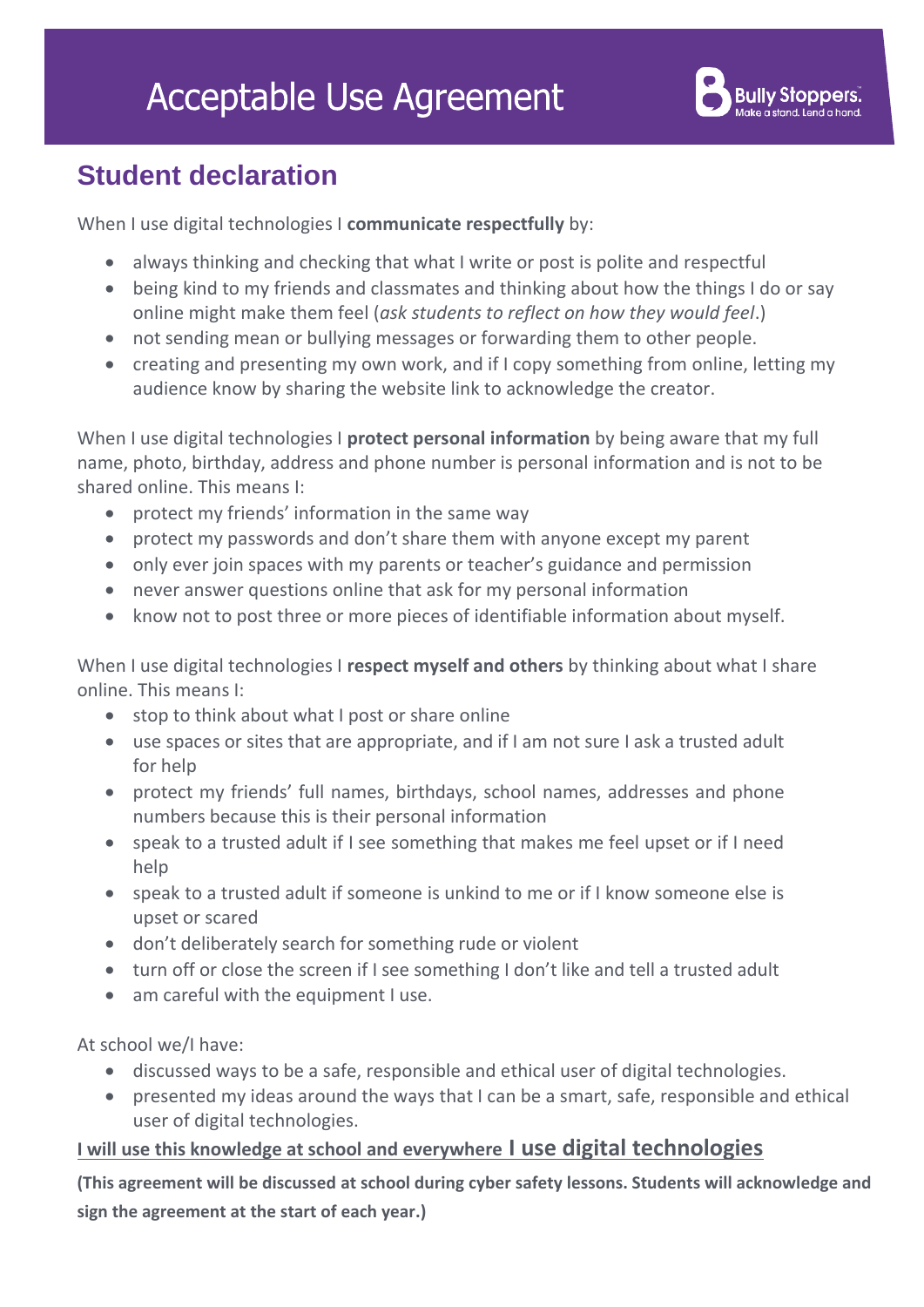# Acceptable Use Agreement

Bully Stoppers. Make a stand. Lend a hand.

## Student declaration

When I use digital technologies I **communicate respectfully** by:

- always thinking and checking that what I write or post is polite and respectful
- being kind to my friends and classmates and thinking about how the things I do or say online might make them feel (*ask students to reflect on how they would feel*.)
- not sending mean or bullying messages or forwarding them to other people.
- creating and presenting my own work, and if I copy something from online, letting my audience know by sharing the website link to acknowledge the creator.

When I use digital technologies I **protect personal information** by being aware that my full name, photo, birthday, address and phone number is personal information and is not to be shared online. This means I:

- protect my friends' information in the same way
- protect my passwords and don't share them with anyone except my parent
- only ever join spaces with my parents or teacher's guidance and permission
- never answer questions online that ask for my personal information
- know not to post three or more pieces of identifiable information about myself.

When I use digital technologies I **respect myself and others** by thinking about what I share online. This means I:

- stop to think about what I post or share online
- use spaces or sites that are appropriate, and if I am not sure I ask a trusted adult for help
- protect my friends' full names, birthdays, school names, addresses and phone numbers because this is their personal information
- speak to a trusted adult if I see something that makes me feel upset or if I need help
- speak to a trusted adult if someone is unkind to me or if I know someone else is upset or scared
- don't deliberately search for something rude or violent
- turn off or close the screen if I see something I don't like and tell a trusted adult
- am careful with the equipment I use.

At school we/I have:

- discussed ways to be a safe, responsible and ethical user of digital technologies.
- presented my ideas around the ways that I can be a smart, safe, responsible and ethical user of digital technologies.

**I will use this knowledge at school and everywhere I use digital technologies**

**(This agreement will be discussed at school during cyber safety lessons. Students will acknowledge and sign the agreement at the start of each year.)**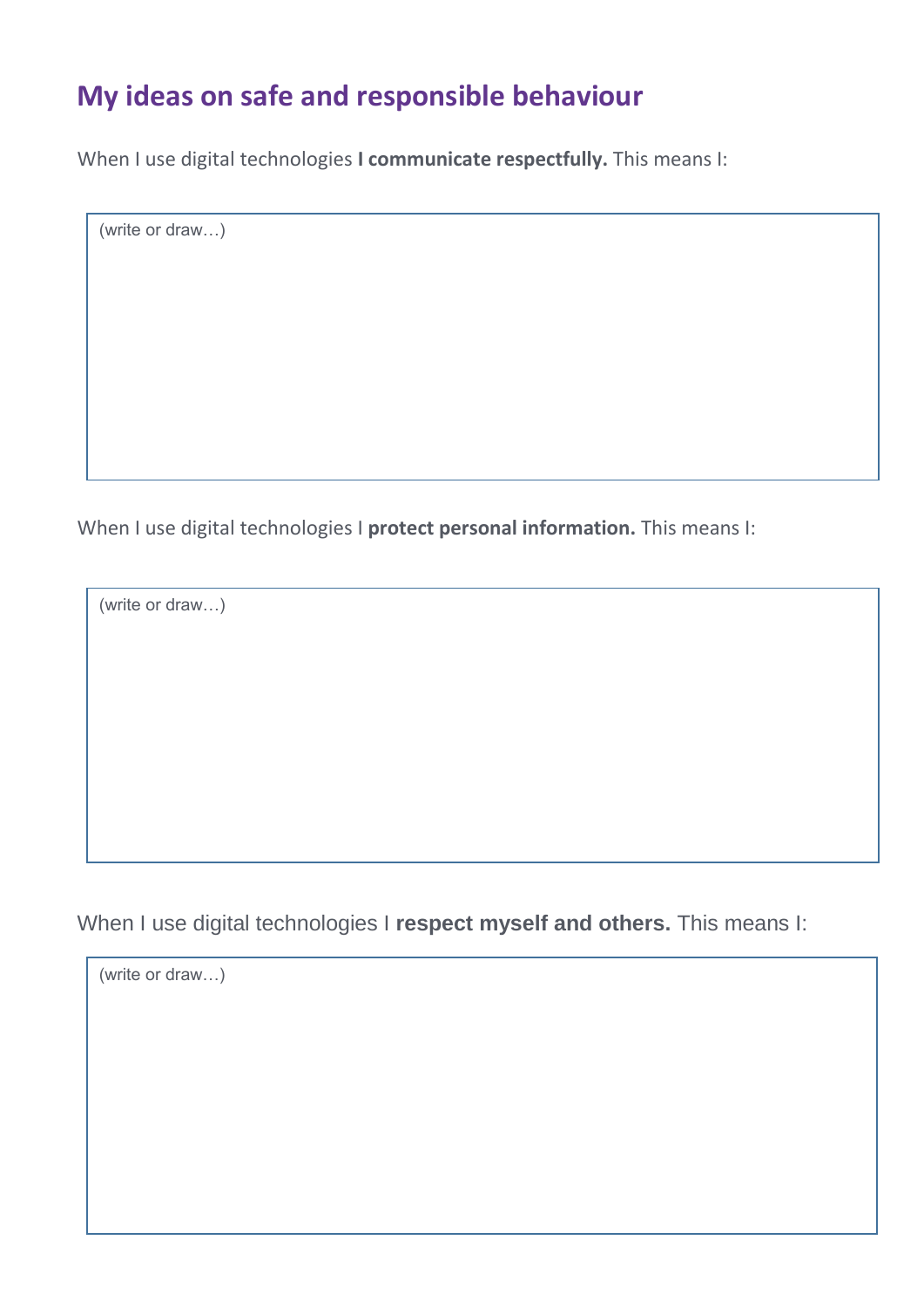## My ideas on safe and responsible behaviour

When I use digital technologies **I communicate respectfully.** This means I:

(write or draw…)

When I use digital technologies I **protect personal information.** This means I:

(write or draw…)

When I use digital technologies I **respect myself and others.** This means I:

(write or draw…)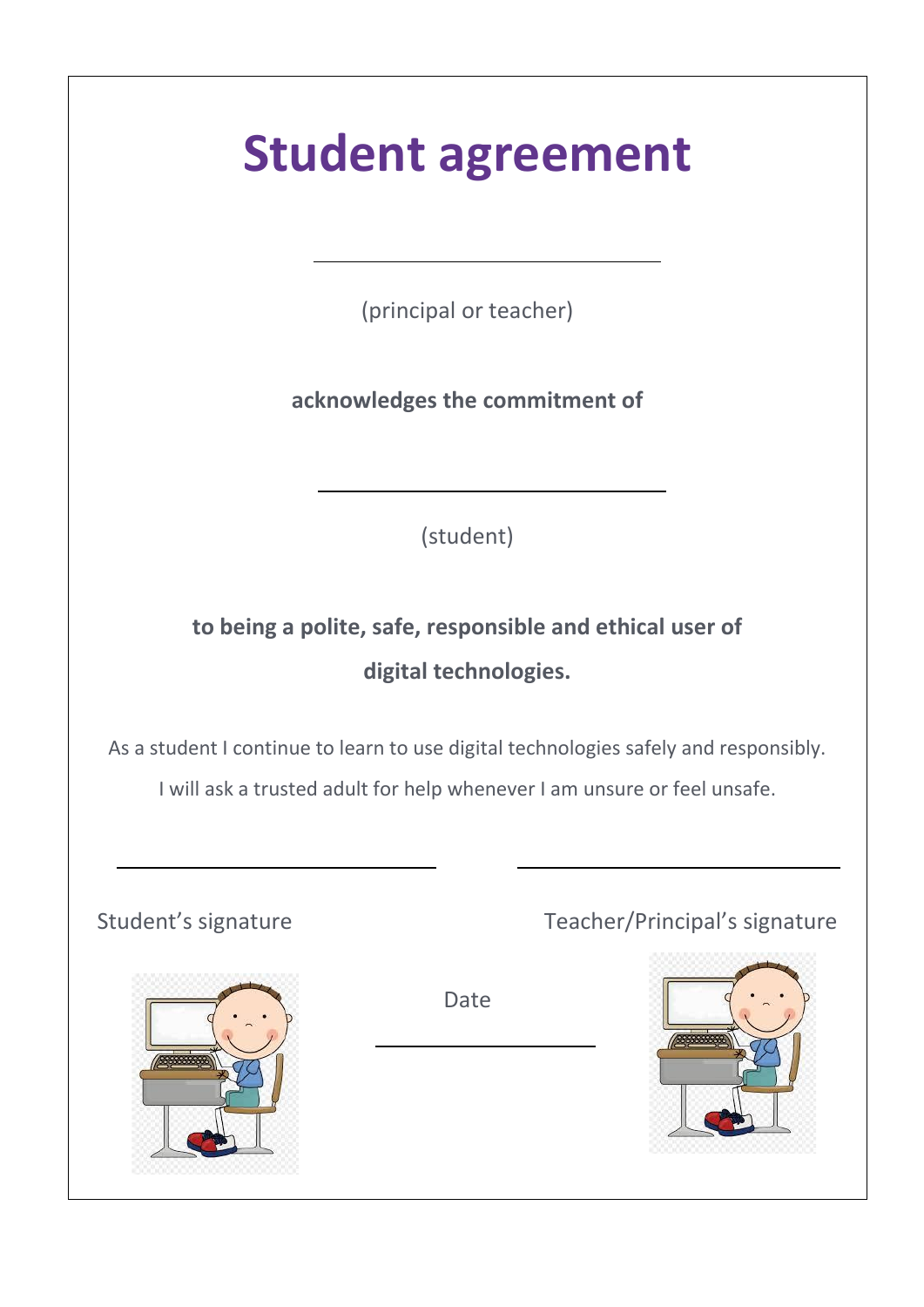# Student agreement

\_\_\_\_\_\_\_\_\_\_\_\_\_\_\_\_\_\_\_\_\_\_\_\_\_\_\_\_\_\_

(principal or teacher)

**acknowledges the commitment of**

\_\_\_\_\_\_\_\_\_\_\_\_\_\_\_\_\_\_\_\_\_\_\_\_\_\_\_\_\_\_

(student)

**to being a polite, safe, responsible and ethical user of digital technologies.**

As a student I continue to learn to use digital technologies safely and responsibly.

I will ask a trusted adult for help whenever I am unsure or feel unsafe.

\_\_\_\_\_\_\_\_\_\_\_\_\_\_\_\_\_\_\_\_\_\_\_\_\_\_\_\_\_\_

Student's signature

\_\_\_\_\_\_\_\_\_\_\_\_\_\_\_\_\_\_\_\_\_\_\_\_\_\_\_\_\_\_

Teacher/Principal's signature

Date

\_\_\_\_\_\_\_\_\_\_\_\_\_\_\_\_\_\_\_\_